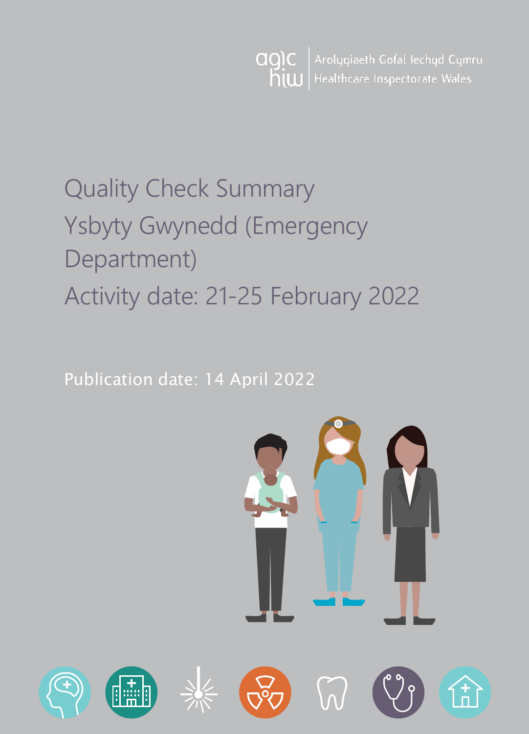Arolygiaeth Gofal Iechyd Cymru
Healthcare Inspectorate Wales

# Quality Check Summary
# Ysbyty Gwynedd (Emergency Department)
# Activity date: 21-25 February 2022

Publication date: 14 April 2022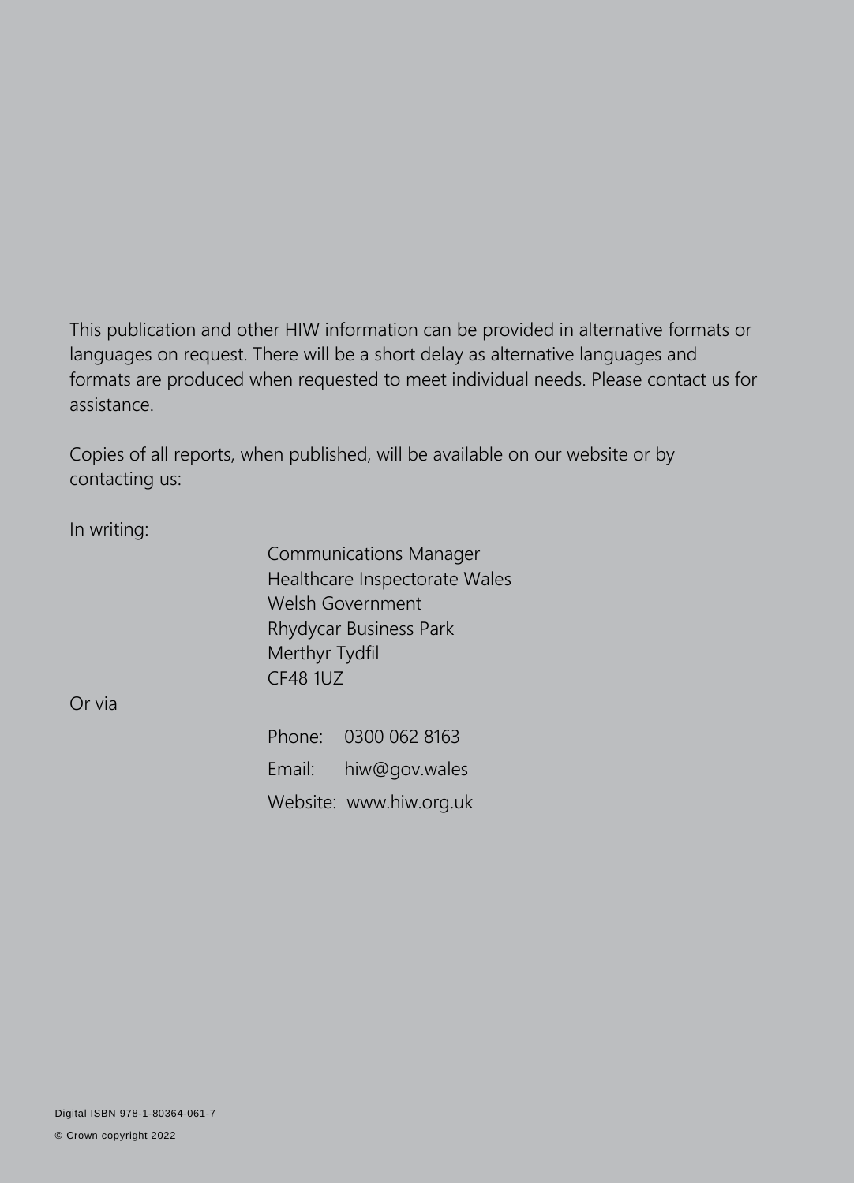This publication and other HIW information can be provided in alternative formats or languages on request. There will be a short delay as alternative languages and formats are produced when requested to meet individual needs. Please contact us for assistance.

Copies of all reports, when published, will be available on our website or by contacting us:

In writing:

Communications Manager
Healthcare Inspectorate Wales
Welsh Government
Rhydycar Business Park
Merthyr Tydfil
CF48 1UZ

Or via

Phone: 0300 062 8163

Email: hiw@gov.wales

Website: www.hiw.org.uk

Digital ISBN 978-1-80364-061-7

© Crown copyright 2022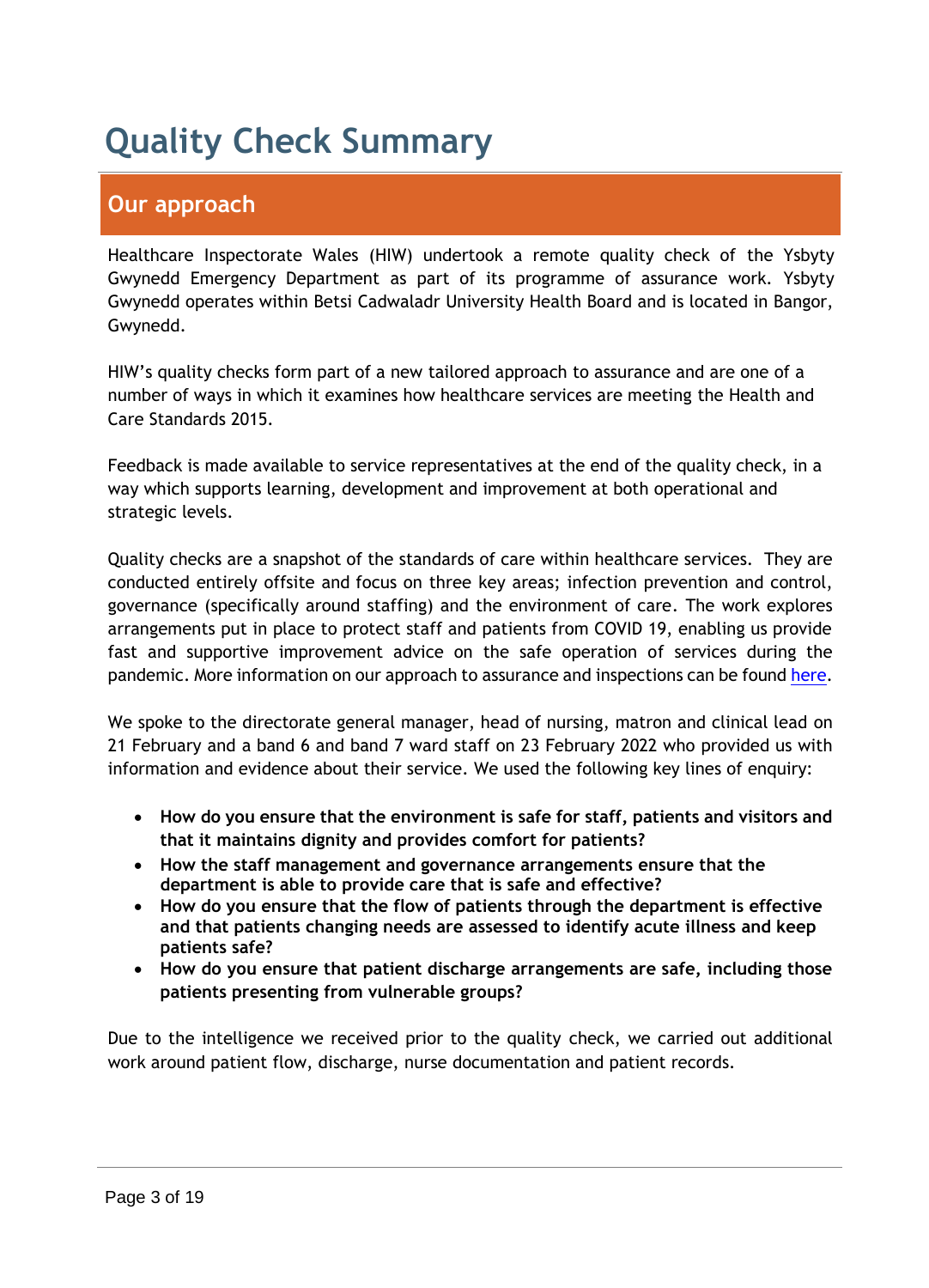# Quality Check Summary

## Our approach

Healthcare Inspectorate Wales (HIW) undertook a remote quality check of the Ysbyty Gwynedd Emergency Department as part of its programme of assurance work. Ysbyty Gwynedd operates within Betsi Cadwaladr University Health Board and is located in Bangor, Gwynedd.

HIW's quality checks form part of a new tailored approach to assurance and are one of a number of ways in which it examines how healthcare services are meeting the Health and Care Standards 2015.

Feedback is made available to service representatives at the end of the quality check, in a way which supports learning, development and improvement at both operational and strategic levels.

Quality checks are a snapshot of the standards of care within healthcare services. They are conducted entirely offsite and focus on three key areas; infection prevention and control, governance (specifically around staffing) and the environment of care. The work explores arrangements put in place to protect staff and patients from COVID 19, enabling us provide fast and supportive improvement advice on the safe operation of services during the pandemic. More information on our approach to assurance and inspections can be found here.

We spoke to the directorate general manager, head of nursing, matron and clinical lead on 21 February and a band 6 and band 7 ward staff on 23 February 2022 who provided us with information and evidence about their service. We used the following key lines of enquiry:

- **How do you ensure that the environment is safe for staff, patients and visitors and that it maintains dignity and provides comfort for patients?**
- **How the staff management and governance arrangements ensure that the department is able to provide care that is safe and effective?**
- **How do you ensure that the flow of patients through the department is effective and that patients changing needs are assessed to identify acute illness and keep patients safe?**
- **How do you ensure that patient discharge arrangements are safe, including those patients presenting from vulnerable groups?**

Due to the intelligence we received prior to the quality check, we carried out additional work around patient flow, discharge, nurse documentation and patient records.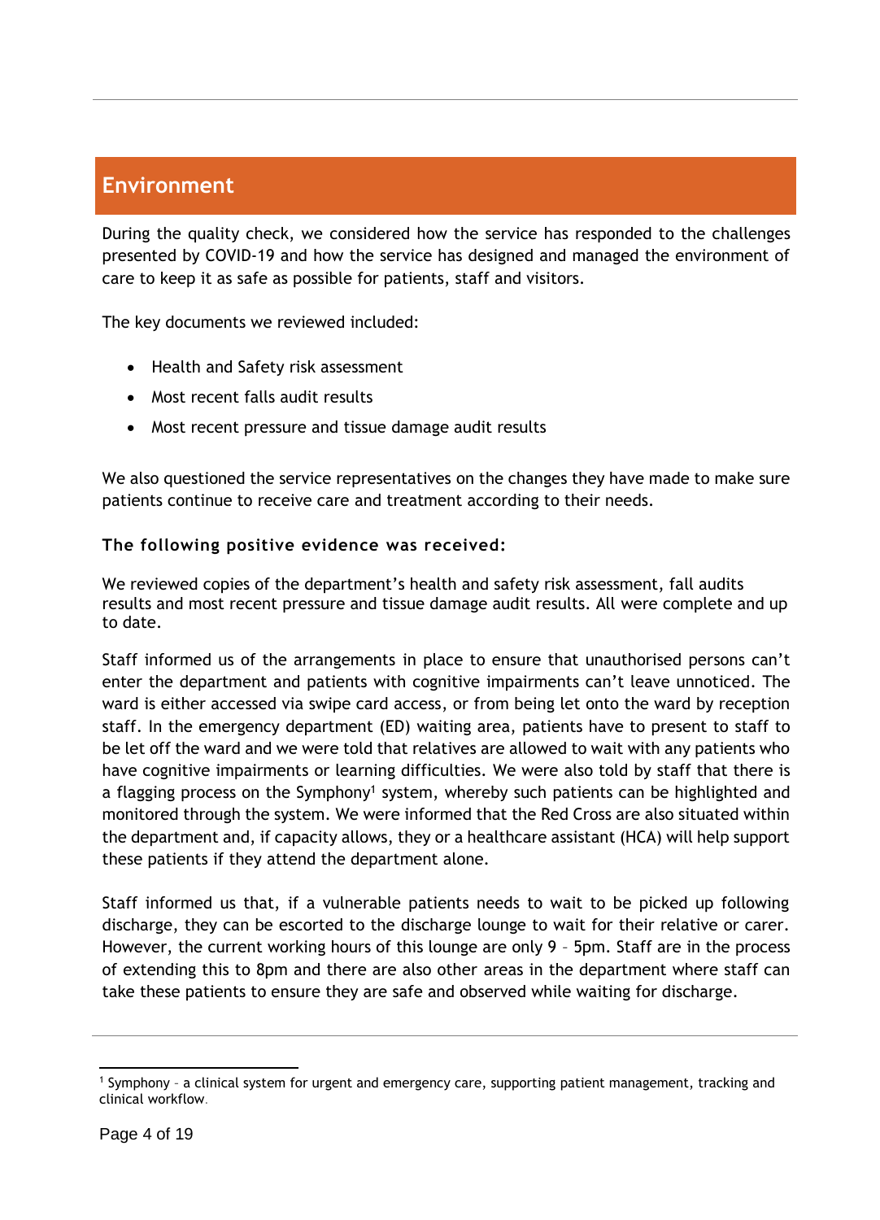## Environment

During the quality check, we considered how the service has responded to the challenges presented by COVID-19 and how the service has designed and managed the environment of care to keep it as safe as possible for patients, staff and visitors.

The key documents we reviewed included:

- Health and Safety risk assessment
- Most recent falls audit results
- Most recent pressure and tissue damage audit results

We also questioned the service representatives on the changes they have made to make sure patients continue to receive care and treatment according to their needs.

**The following positive evidence was received:**

We reviewed copies of the department's health and safety risk assessment, fall audits results and most recent pressure and tissue damage audit results. All were complete and up to date.

Staff informed us of the arrangements in place to ensure that unauthorised persons can't enter the department and patients with cognitive impairments can't leave unnoticed. The ward is either accessed via swipe card access, or from being let onto the ward by reception staff. In the emergency department (ED) waiting area, patients have to present to staff to be let off the ward and we were told that relatives are allowed to wait with any patients who have cognitive impairments or learning difficulties. We were also told by staff that there is a flagging process on the Symphony[1] system, whereby such patients can be highlighted and monitored through the system. We were informed that the Red Cross are also situated within the department and, if capacity allows, they or a healthcare assistant (HCA) will help support these patients if they attend the department alone.

Staff informed us that, if a vulnerable patients needs to wait to be picked up following discharge, they can be escorted to the discharge lounge to wait for their relative or carer. However, the current working hours of this lounge are only 9 – 5pm. Staff are in the process of extending this to 8pm and there are also other areas in the department where staff can take these patients to ensure they are safe and observed while waiting for discharge.

[1] Symphony – a clinical system for urgent and emergency care, supporting patient management, tracking and clinical workflow.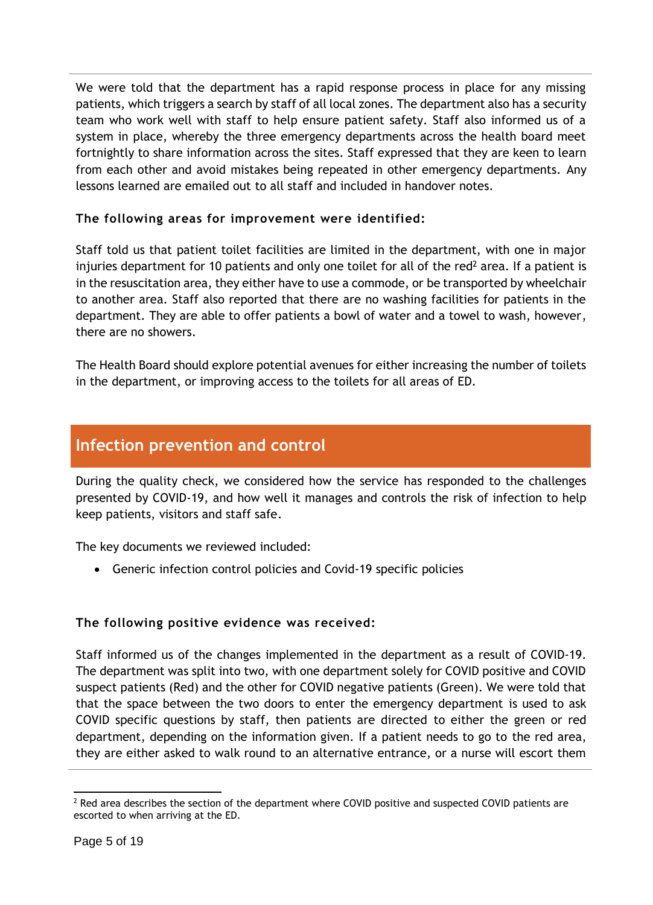We were told that the department has a rapid response process in place for any missing patients, which triggers a search by staff of all local zones. The department also has a security team who work well with staff to help ensure patient safety. Staff also informed us of a system in place, whereby the three emergency departments across the health board meet fortnightly to share information across the sites. Staff expressed that they are keen to learn from each other and avoid mistakes being repeated in other emergency departments. Any lessons learned are emailed out to all staff and included in handover notes.

**The following areas for improvement were identified:**

Staff told us that patient toilet facilities are limited in the department, with one in major injuries department for 10 patients and only one toilet for all of the red[2] area. If a patient is in the resuscitation area, they either have to use a commode, or be transported by wheelchair to another area. Staff also reported that there are no washing facilities for patients in the department. They are able to offer patients a bowl of water and a towel to wash, however, there are no showers.

The Health Board should explore potential avenues for either increasing the number of toilets in the department, or improving access to the toilets for all areas of ED.

## Infection prevention and control

During the quality check, we considered how the service has responded to the challenges presented by COVID-19, and how well it manages and controls the risk of infection to help keep patients, visitors and staff safe.

The key documents we reviewed included:

- Generic infection control policies and Covid-19 specific policies

**The following positive evidence was received:**

Staff informed us of the changes implemented in the department as a result of COVID-19. The department was split into two, with one department solely for COVID positive and COVID suspect patients (Red) and the other for COVID negative patients (Green). We were told that that the space between the two doors to enter the emergency department is used to ask COVID specific questions by staff, then patients are directed to either the green or red department, depending on the information given. If a patient needs to go to the red area, they are either asked to walk round to an alternative entrance, or a nurse will escort them

[2] Red area describes the section of the department where COVID positive and suspected COVID patients are escorted to when arriving at the ED.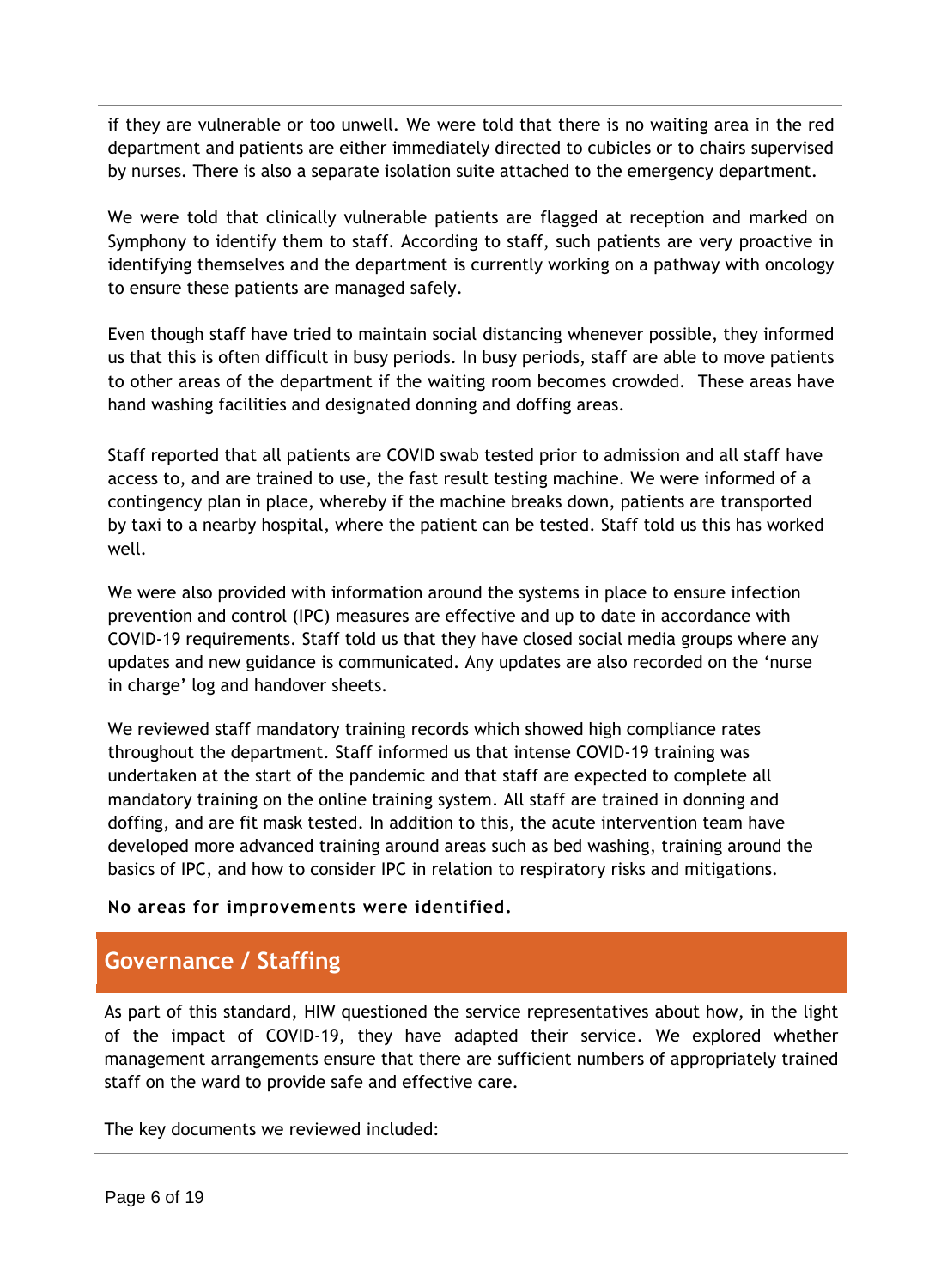if they are vulnerable or too unwell. We were told that there is no waiting area in the red department and patients are either immediately directed to cubicles or to chairs supervised by nurses. There is also a separate isolation suite attached to the emergency department.

We were told that clinically vulnerable patients are flagged at reception and marked on Symphony to identify them to staff. According to staff, such patients are very proactive in identifying themselves and the department is currently working on a pathway with oncology to ensure these patients are managed safely.

Even though staff have tried to maintain social distancing whenever possible, they informed us that this is often difficult in busy periods. In busy periods, staff are able to move patients to other areas of the department if the waiting room becomes crowded. These areas have hand washing facilities and designated donning and doffing areas.

Staff reported that all patients are COVID swab tested prior to admission and all staff have access to, and are trained to use, the fast result testing machine. We were informed of a contingency plan in place, whereby if the machine breaks down, patients are transported by taxi to a nearby hospital, where the patient can be tested. Staff told us this has worked well.

We were also provided with information around the systems in place to ensure infection prevention and control (IPC) measures are effective and up to date in accordance with COVID-19 requirements. Staff told us that they have closed social media groups where any updates and new guidance is communicated. Any updates are also recorded on the 'nurse in charge' log and handover sheets.

We reviewed staff mandatory training records which showed high compliance rates throughout the department. Staff informed us that intense COVID-19 training was undertaken at the start of the pandemic and that staff are expected to complete all mandatory training on the online training system. All staff are trained in donning and doffing, and are fit mask tested. In addition to this, the acute intervention team have developed more advanced training around areas such as bed washing, training around the basics of IPC, and how to consider IPC in relation to respiratory risks and mitigations.

**No areas for improvements were identified.**

## Governance / Staffing

As part of this standard, HIW questioned the service representatives about how, in the light of the impact of COVID-19, they have adapted their service. We explored whether management arrangements ensure that there are sufficient numbers of appropriately trained staff on the ward to provide safe and effective care.

The key documents we reviewed included: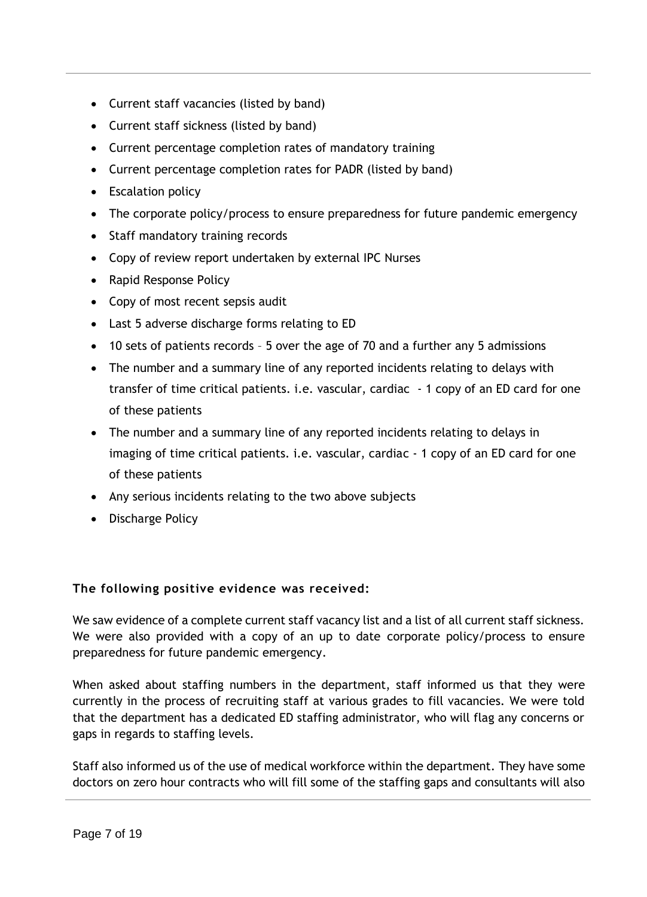- Current staff vacancies (listed by band)
- Current staff sickness (listed by band)
- Current percentage completion rates of mandatory training
- Current percentage completion rates for PADR (listed by band)
- Escalation policy
- The corporate policy/process to ensure preparedness for future pandemic emergency
- Staff mandatory training records
- Copy of review report undertaken by external IPC Nurses
- Rapid Response Policy
- Copy of most recent sepsis audit
- Last 5 adverse discharge forms relating to ED
- 10 sets of patients records – 5 over the age of 70 and a further any 5 admissions
- The number and a summary line of any reported incidents relating to delays with transfer of time critical patients. i.e. vascular, cardiac - 1 copy of an ED card for one of these patients
- The number and a summary line of any reported incidents relating to delays in imaging of time critical patients. i.e. vascular, cardiac - 1 copy of an ED card for one of these patients
- Any serious incidents relating to the two above subjects
- Discharge Policy

### The following positive evidence was received:

We saw evidence of a complete current staff vacancy list and a list of all current staff sickness. We were also provided with a copy of an up to date corporate policy/process to ensure preparedness for future pandemic emergency.

When asked about staffing numbers in the department, staff informed us that they were currently in the process of recruiting staff at various grades to fill vacancies. We were told that the department has a dedicated ED staffing administrator, who will flag any concerns or gaps in regards to staffing levels.

Staff also informed us of the use of medical workforce within the department. They have some doctors on zero hour contracts who will fill some of the staffing gaps and consultants will also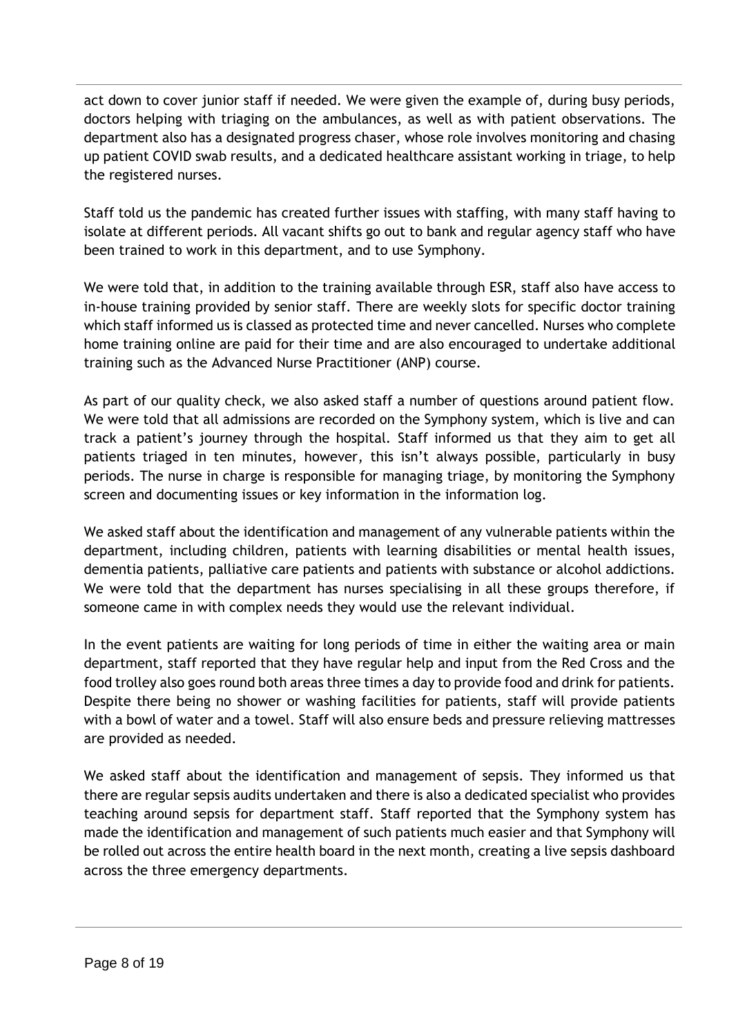act down to cover junior staff if needed. We were given the example of, during busy periods, doctors helping with triaging on the ambulances, as well as with patient observations. The department also has a designated progress chaser, whose role involves monitoring and chasing up patient COVID swab results, and a dedicated healthcare assistant working in triage, to help the registered nurses.

Staff told us the pandemic has created further issues with staffing, with many staff having to isolate at different periods. All vacant shifts go out to bank and regular agency staff who have been trained to work in this department, and to use Symphony.

We were told that, in addition to the training available through ESR, staff also have access to in-house training provided by senior staff. There are weekly slots for specific doctor training which staff informed us is classed as protected time and never cancelled. Nurses who complete home training online are paid for their time and are also encouraged to undertake additional training such as the Advanced Nurse Practitioner (ANP) course.

As part of our quality check, we also asked staff a number of questions around patient flow. We were told that all admissions are recorded on the Symphony system, which is live and can track a patient's journey through the hospital. Staff informed us that they aim to get all patients triaged in ten minutes, however, this isn't always possible, particularly in busy periods. The nurse in charge is responsible for managing triage, by monitoring the Symphony screen and documenting issues or key information in the information log.

We asked staff about the identification and management of any vulnerable patients within the department, including children, patients with learning disabilities or mental health issues, dementia patients, palliative care patients and patients with substance or alcohol addictions. We were told that the department has nurses specialising in all these groups therefore, if someone came in with complex needs they would use the relevant individual.

In the event patients are waiting for long periods of time in either the waiting area or main department, staff reported that they have regular help and input from the Red Cross and the food trolley also goes round both areas three times a day to provide food and drink for patients. Despite there being no shower or washing facilities for patients, staff will provide patients with a bowl of water and a towel. Staff will also ensure beds and pressure relieving mattresses are provided as needed.

We asked staff about the identification and management of sepsis. They informed us that there are regular sepsis audits undertaken and there is also a dedicated specialist who provides teaching around sepsis for department staff. Staff reported that the Symphony system has made the identification and management of such patients much easier and that Symphony will be rolled out across the entire health board in the next month, creating a live sepsis dashboard across the three emergency departments.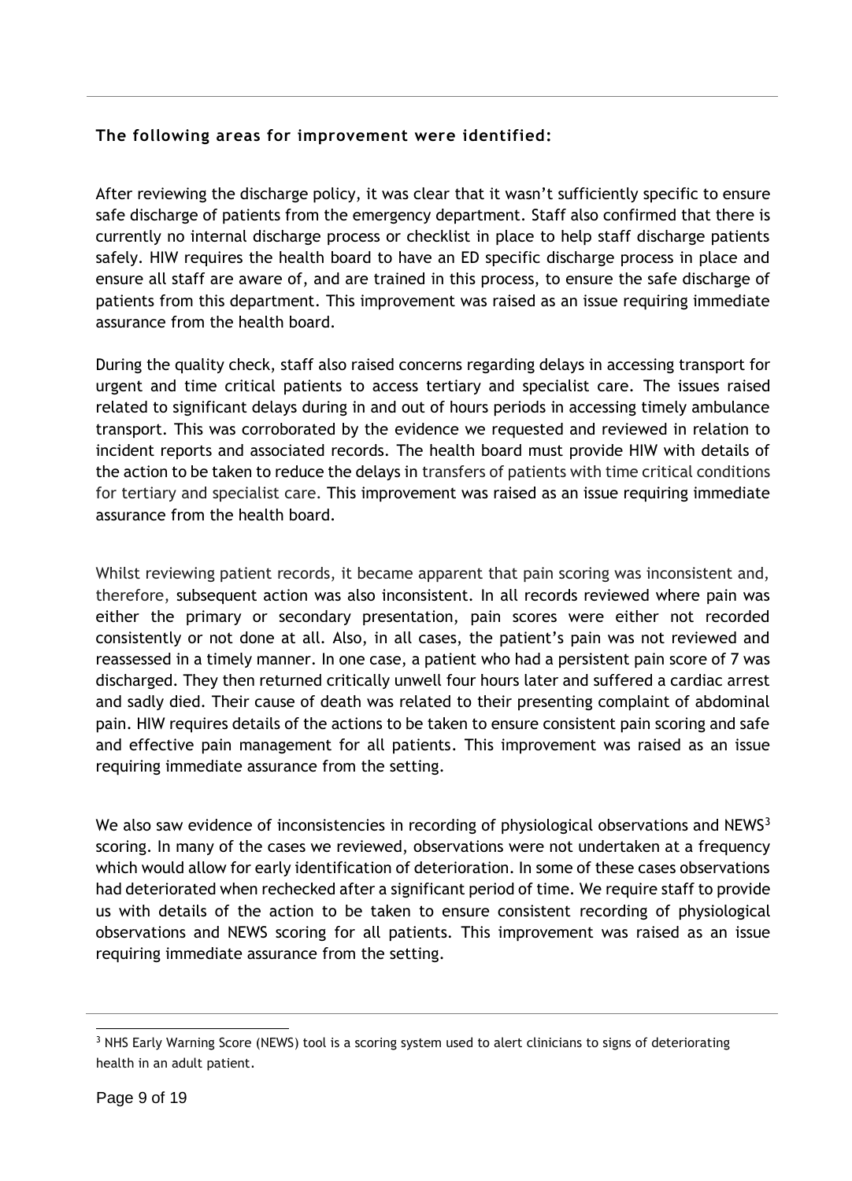**The following areas for improvement were identified:**

After reviewing the discharge policy, it was clear that it wasn't sufficiently specific to ensure safe discharge of patients from the emergency department. Staff also confirmed that there is currently no internal discharge process or checklist in place to help staff discharge patients safely. HIW requires the health board to have an ED specific discharge process in place and ensure all staff are aware of, and are trained in this process, to ensure the safe discharge of patients from this department. This improvement was raised as an issue requiring immediate assurance from the health board.

During the quality check, staff also raised concerns regarding delays in accessing transport for urgent and time critical patients to access tertiary and specialist care. The issues raised related to significant delays during in and out of hours periods in accessing timely ambulance transport. This was corroborated by the evidence we requested and reviewed in relation to incident reports and associated records. The health board must provide HIW with details of the action to be taken to reduce the delays in transfers of patients with time critical conditions for tertiary and specialist care. This improvement was raised as an issue requiring immediate assurance from the health board.

Whilst reviewing patient records, it became apparent that pain scoring was inconsistent and, therefore, subsequent action was also inconsistent. In all records reviewed where pain was either the primary or secondary presentation, pain scores were either not recorded consistently or not done at all. Also, in all cases, the patient's pain was not reviewed and reassessed in a timely manner. In one case, a patient who had a persistent pain score of 7 was discharged. They then returned critically unwell four hours later and suffered a cardiac arrest and sadly died. Their cause of death was related to their presenting complaint of abdominal pain. HIW requires details of the actions to be taken to ensure consistent pain scoring and safe and effective pain management for all patients. This improvement was raised as an issue requiring immediate assurance from the setting.

We also saw evidence of inconsistencies in recording of physiological observations and NEWS[3] scoring. In many of the cases we reviewed, observations were not undertaken at a frequency which would allow for early identification of deterioration. In some of these cases observations had deteriorated when rechecked after a significant period of time. We require staff to provide us with details of the action to be taken to ensure consistent recording of physiological observations and NEWS scoring for all patients. This improvement was raised as an issue requiring immediate assurance from the setting.

---

[3] NHS Early Warning Score (NEWS) tool is a scoring system used to alert clinicians to signs of deteriorating health in an adult patient.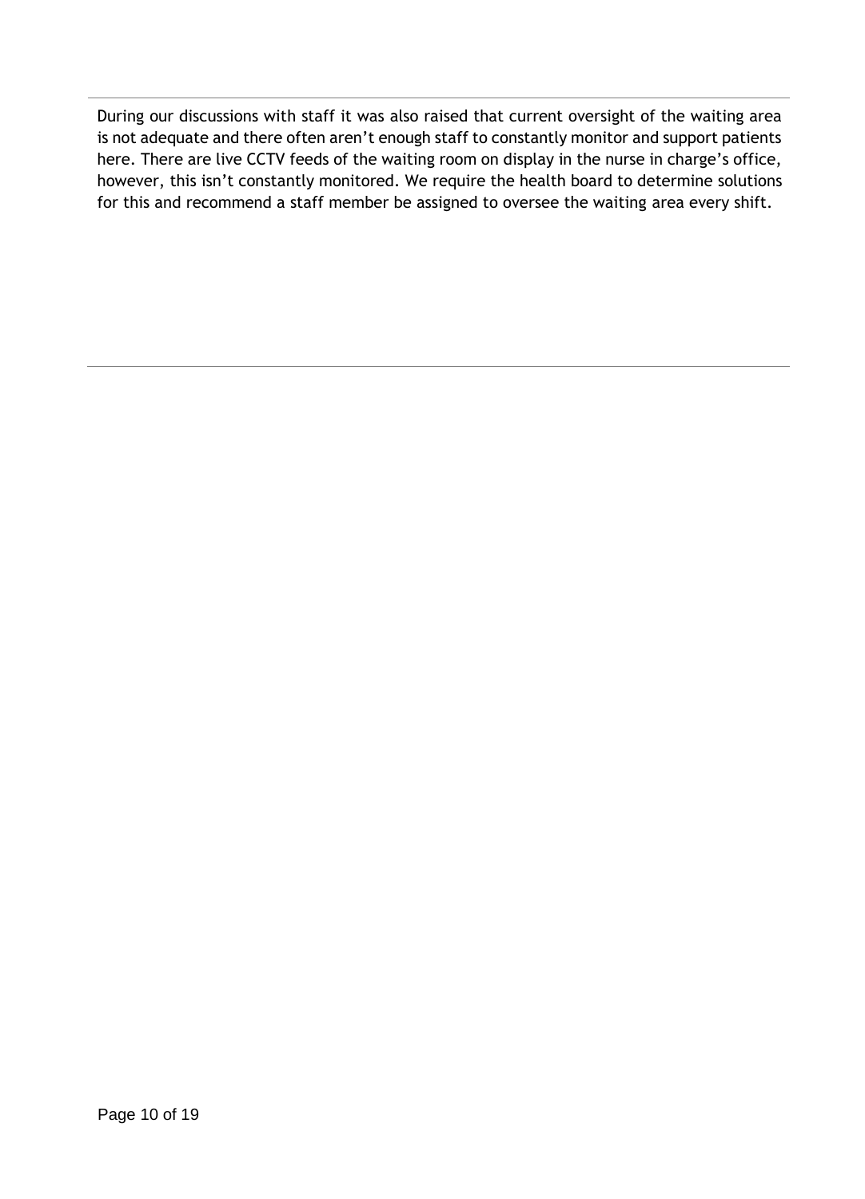During our discussions with staff it was also raised that current oversight of the waiting area is not adequate and there often aren't enough staff to constantly monitor and support patients here. There are live CCTV feeds of the waiting room on display in the nurse in charge's office, however, this isn't constantly monitored. We require the health board to determine solutions for this and recommend a staff member be assigned to oversee the waiting area every shift.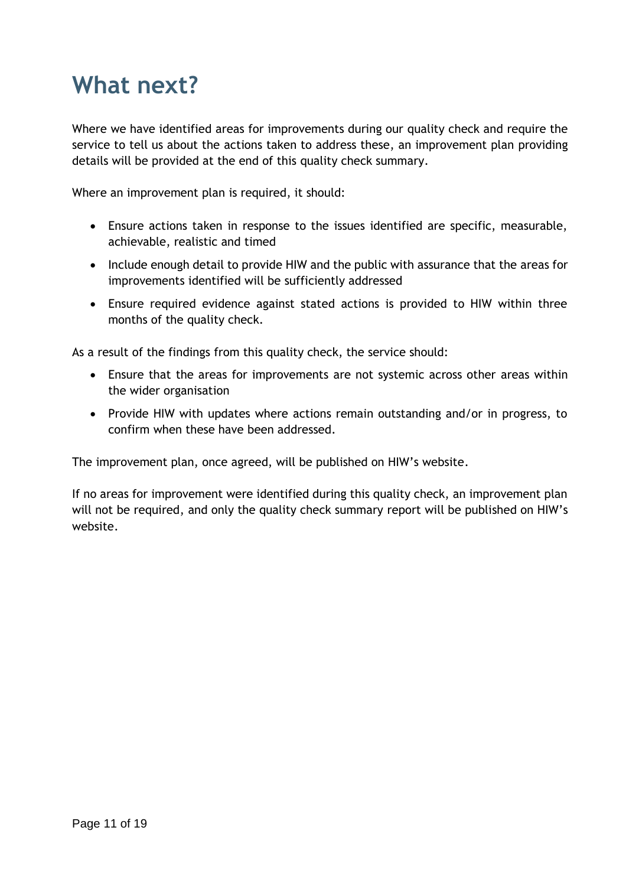# What next?

Where we have identified areas for improvements during our quality check and require the service to tell us about the actions taken to address these, an improvement plan providing details will be provided at the end of this quality check summary.

Where an improvement plan is required, it should:

- Ensure actions taken in response to the issues identified are specific, measurable, achievable, realistic and timed
- Include enough detail to provide HIW and the public with assurance that the areas for improvements identified will be sufficiently addressed
- Ensure required evidence against stated actions is provided to HIW within three months of the quality check.

As a result of the findings from this quality check, the service should:

- Ensure that the areas for improvements are not systemic across other areas within the wider organisation
- Provide HIW with updates where actions remain outstanding and/or in progress, to confirm when these have been addressed.

The improvement plan, once agreed, will be published on HIW's website.

If no areas for improvement were identified during this quality check, an improvement plan will not be required, and only the quality check summary report will be published on HIW's website.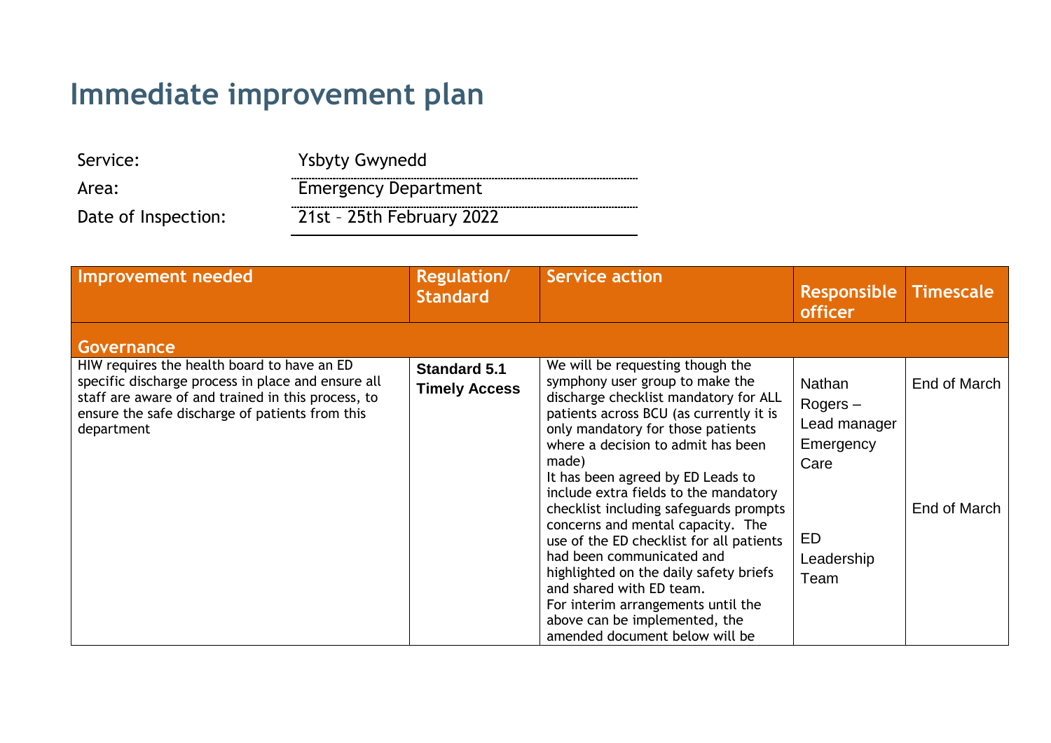# Immediate improvement plan

| | |
|---|---|
| Service: | Ysbyty Gwynedd |
| Area: | Emergency Department |
| Date of Inspection: | 21st – 25th February 2022 |

| Improvement needed | Regulation/ Standard | Service action | Responsible officer | Timescale |
|---|---|---|---|---|
| **Governance** | | | | |
| HIW requires the health board to have an ED specific discharge process in place and ensure all staff are aware of and trained in this process, to ensure the safe discharge of patients from this department | **Standard 5.1 Timely Access** | We will be requesting though the symphony user group to make the discharge checklist mandatory for ALL patients across BCU (as currently it is only mandatory for those patients where a decision to admit has been made)<br>It has been agreed by ED Leads to include extra fields to the mandatory checklist including safeguards prompts concerns and mental capacity. The use of the ED checklist for all patients had been communicated and highlighted on the daily safety briefs and shared with ED team.<br>For interim arrangements until the above can be implemented, the amended document below will be | Nathan Rogers – Lead manager Emergency Care<br><br>ED Leadership Team | End of March<br><br>End of March |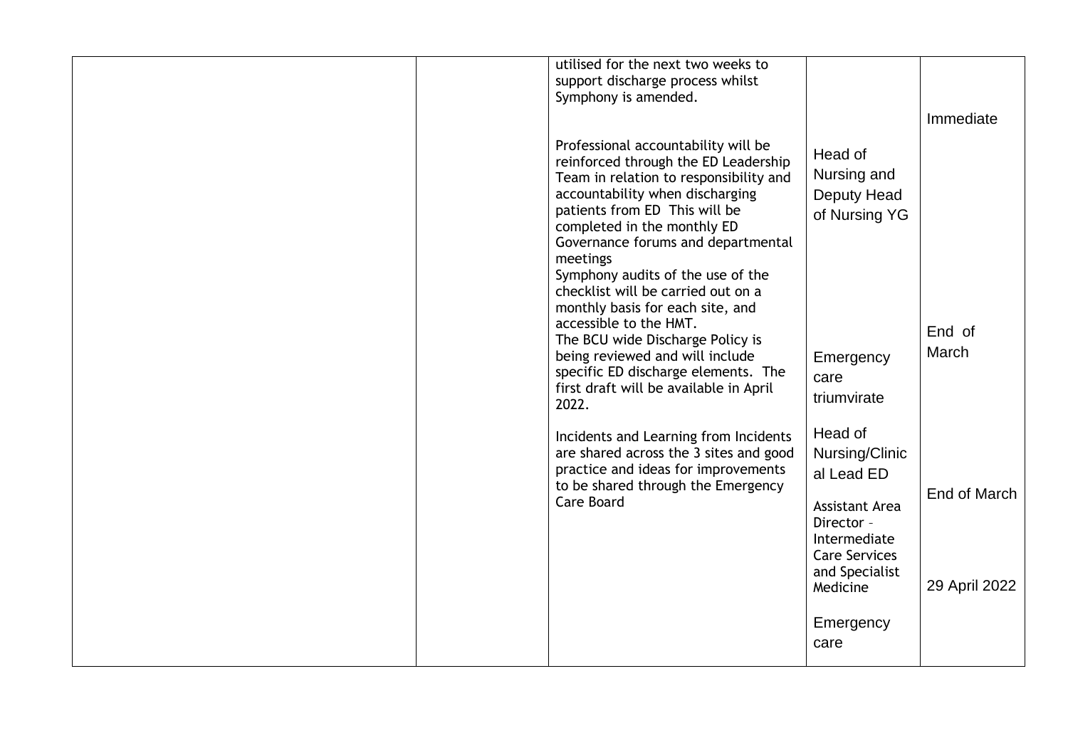|  |  |  |  |  |
|---|---|---|---|---|
|  |  | utilised for the next two weeks to support discharge process whilst Symphony is amended.<br><br>Professional accountability will be reinforced through the ED Leadership Team in relation to responsibility and accountability when discharging patients from ED This will be completed in the monthly ED Governance forums and departmental meetings<br>Symphony audits of the use of the checklist will be carried out on a monthly basis for each site, and accessible to the HMT.<br>The BCU wide Discharge Policy is being reviewed and will include specific ED discharge elements. The first draft will be available in April 2022.<br><br>Incidents and Learning from Incidents are shared across the 3 sites and good practice and ideas for improvements to be shared through the Emergency Care Board | Head of Nursing and Deputy Head of Nursing YG<br><br>Emergency care triumvirate<br><br>Head of Nursing/Clinical Lead ED<br><br>Assistant Area Director – Intermediate Care Services and Specialist Medicine<br><br>Emergency care | Immediate<br><br>End of March<br><br>End of March<br><br>29 April 2022 |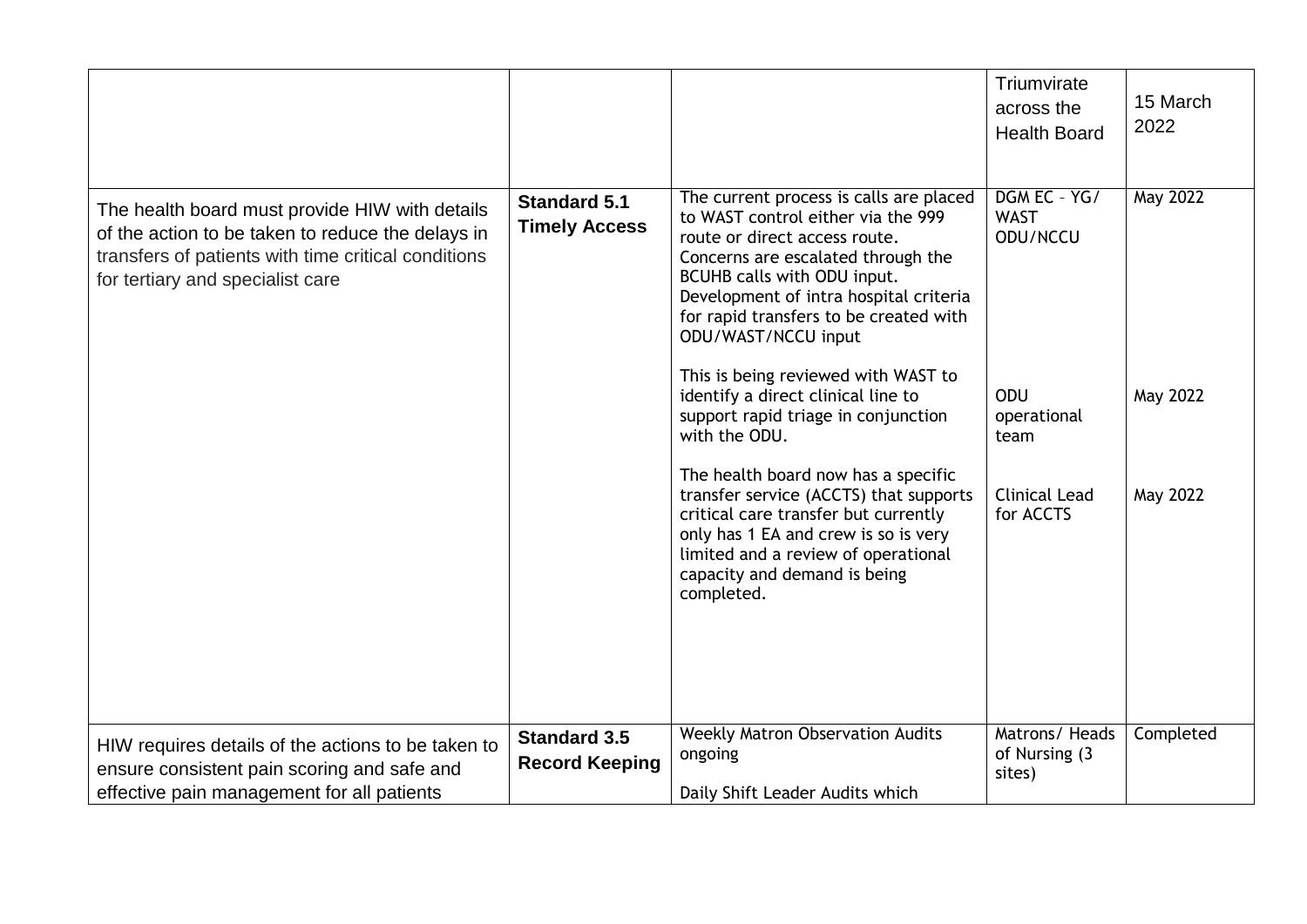| | | | | |
|---|---|---|---|---|
| | | | Triumvirate across the Health Board | 15 March 2022 |
| The health board must provide HIW with details of the action to be taken to reduce the delays in transfers of patients with time critical conditions for tertiary and specialist care | **Standard 5.1 Timely Access** | The current process is calls are placed to WAST control either via the 999 route or direct access route. Concerns are escalated through the BCUHB calls with ODU input. Development of intra hospital criteria for rapid transfers to be created with ODU/WAST/NCCU input<br><br>This is being reviewed with WAST to identify a direct clinical line to support rapid triage in conjunction with the ODU.<br><br>The health board now has a specific transfer service (ACCTS) that supports critical care transfer but currently only has 1 EA and crew is so is very limited and a review of operational capacity and demand is being completed. | DGM EC – YG/ WAST ODU/NCCU<br><br>ODU operational team<br><br>Clinical Lead for ACCTS | May 2022<br><br>May 2022<br><br>May 2022 |
| HIW requires details of the actions to be taken to ensure consistent pain scoring and safe and effective pain management for all patients | **Standard 3.5 Record Keeping** | Weekly Matron Observation Audits ongoing<br><br>Daily Shift Leader Audits which | Matrons/ Heads of Nursing (3 sites) | Completed |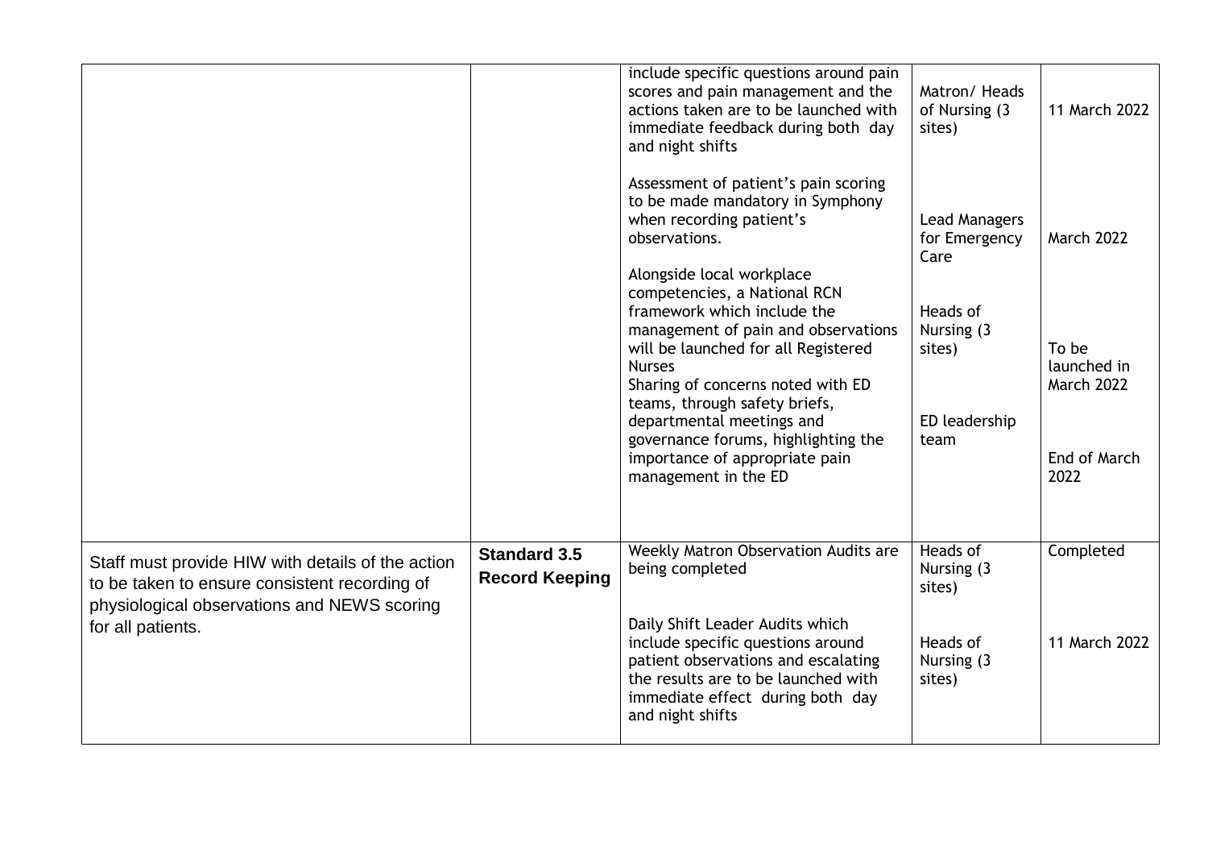| | | | | |
|---|---|---|---|---|
| | | include specific questions around pain scores and pain management and the actions taken are to be launched with immediate feedback during both day and night shifts | Matron/ Heads of Nursing (3 sites) | 11 March 2022 |
| | | Assessment of patient's pain scoring to be made mandatory in Symphony when recording patient's observations. | Lead Managers for Emergency Care | March 2022 |
| | | Alongside local workplace competencies, a National RCN framework which include the management of pain and observations will be launched for all Registered Nurses | Heads of Nursing (3 sites) | To be launched in March 2022 |
| | | Sharing of concerns noted with ED teams, through safety briefs, departmental meetings and governance forums, highlighting the importance of appropriate pain management in the ED | ED leadership team | End of March 2022 |
| Staff must provide HIW with details of the action to be taken to ensure consistent recording of physiological observations and NEWS scoring for all patients. | **Standard 3.5 Record Keeping** | Weekly Matron Observation Audits are being completed | Heads of Nursing (3 sites) | Completed |
| | | Daily Shift Leader Audits which include specific questions around patient observations and escalating the results are to be launched with immediate effect during both day and night shifts | Heads of Nursing (3 sites) | 11 March 2022 |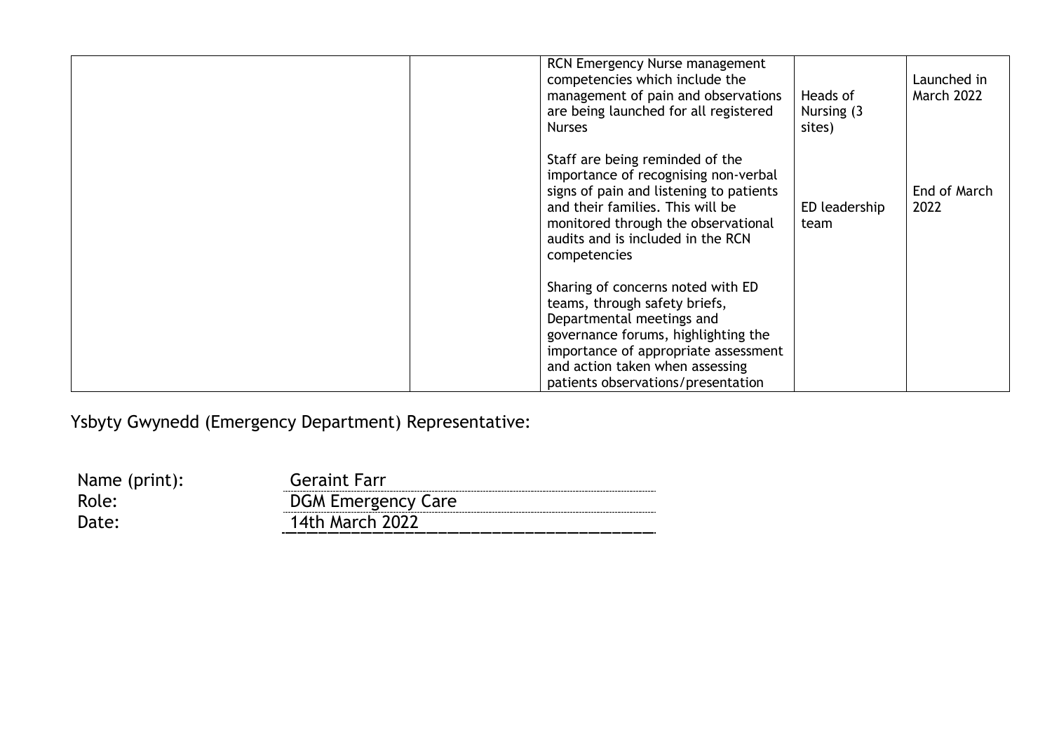| | | | | |
|---|---|---|---|---|
| | | RCN Emergency Nurse management competencies which include the management of pain and observations are being launched for all registered Nurses | Heads of Nursing (3 sites) | Launched in March 2022 |
| | | Staff are being reminded of the importance of recognising non-verbal signs of pain and listening to patients and their families. This will be monitored through the observational audits and is included in the RCN competencies | ED leadership team | End of March 2022 |
| | | Sharing of concerns noted with ED teams, through safety briefs, Departmental meetings and governance forums, highlighting the importance of appropriate assessment and action taken when assessing patients observations/presentation | | |

Ysbyty Gwynedd (Emergency Department) Representative:

Name (print): Geraint Farr
Role: DGM Emergency Care
Date: 14th March 2022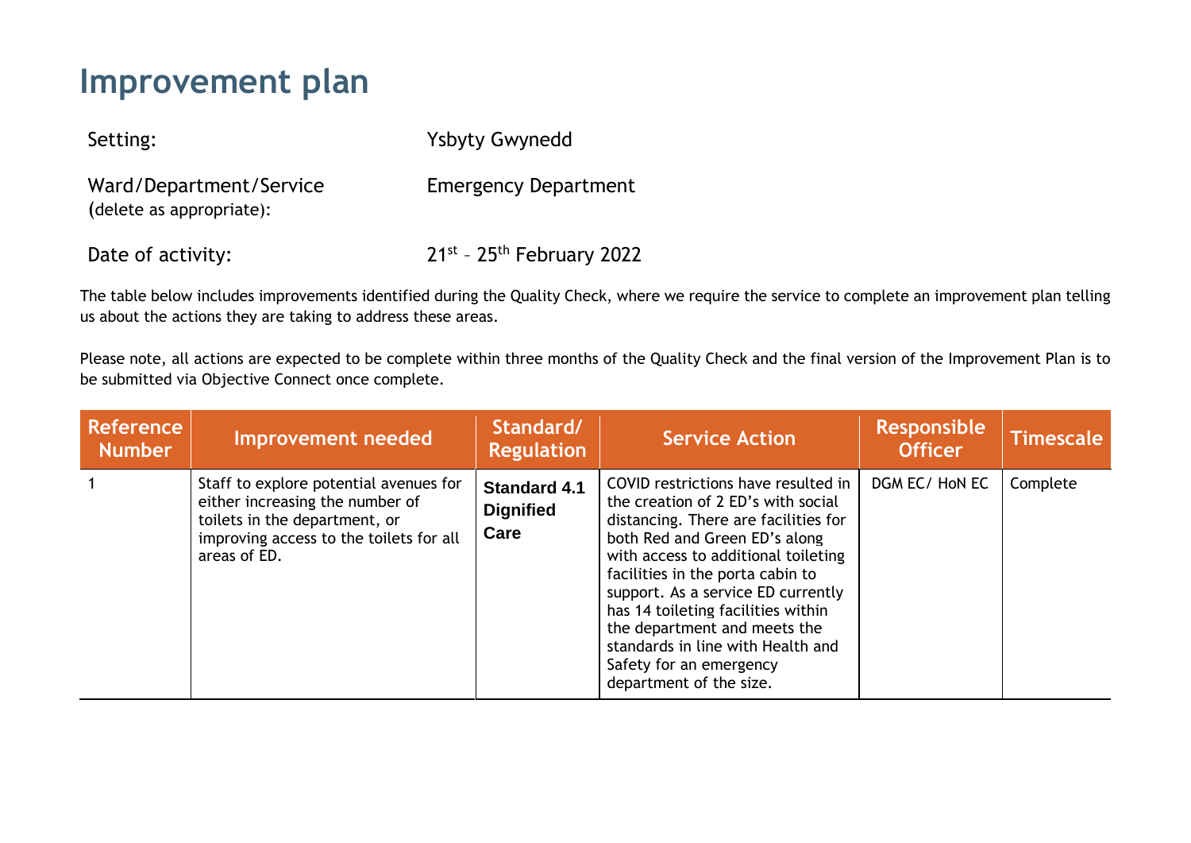# Improvement plan

Setting: Ysbyty Gwynedd

Ward/Department/Service (delete as appropriate): Emergency Department

Date of activity: 21st – 25th February 2022

The table below includes improvements identified during the Quality Check, where we require the service to complete an improvement plan telling us about the actions they are taking to address these areas.

Please note, all actions are expected to be complete within three months of the Quality Check and the final version of the Improvement Plan is to be submitted via Objective Connect once complete.

| Reference Number | Improvement needed | Standard/ Regulation | Service Action | Responsible Officer | Timescale |
|---|---|---|---|---|---|
| 1 | Staff to explore potential avenues for either increasing the number of toilets in the department, or improving access to the toilets for all areas of ED. | **Standard 4.1 Dignified Care** | COVID restrictions have resulted in the creation of 2 ED's with social distancing. There are facilities for both Red and Green ED's along with access to additional toileting facilities in the porta cabin to support. As a service ED currently has 14 toileting facilities within the department and meets the standards in line with Health and Safety for an emergency department of the size. | DGM EC/ HoN EC | Complete |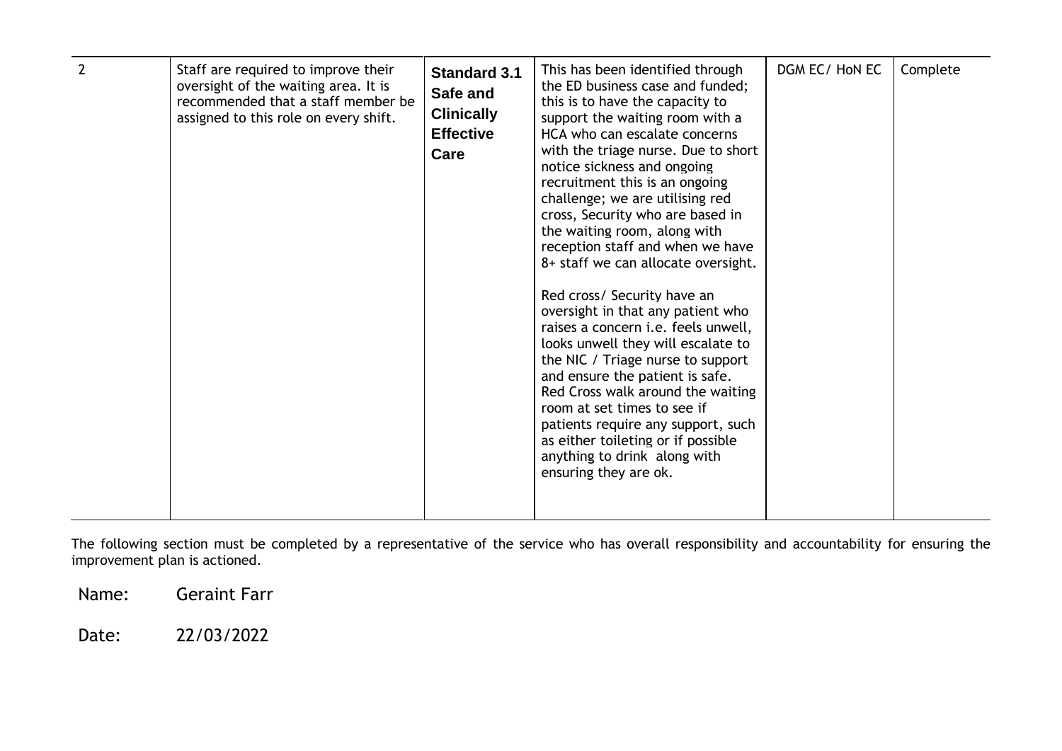| | | | | | |
|---|---|---|---|---|---|
| 2 | Staff are required to improve their oversight of the waiting area. It is recommended that a staff member be assigned to this role on every shift. | **Standard 3.1 Safe and Clinically Effective Care** | This has been identified through the ED business case and funded; this is to have the capacity to support the waiting room with a HCA who can escalate concerns with the triage nurse. Due to short notice sickness and ongoing recruitment this is an ongoing challenge; we are utilising red cross, Security who are based in the waiting room, along with reception staff and when we have 8+ staff we can allocate oversight.<br><br>Red cross/ Security have an oversight in that any patient who raises a concern i.e. feels unwell, looks unwell they will escalate to the NIC / Triage nurse to support and ensure the patient is safe. Red Cross walk around the waiting room at set times to see if patients require any support, such as either toileting or if possible anything to drink along with ensuring they are ok. | DGM EC/ HoN EC | Complete |

The following section must be completed by a representative of the service who has overall responsibility and accountability for ensuring the improvement plan is actioned.

Name: Geraint Farr

Date: 22/03/2022